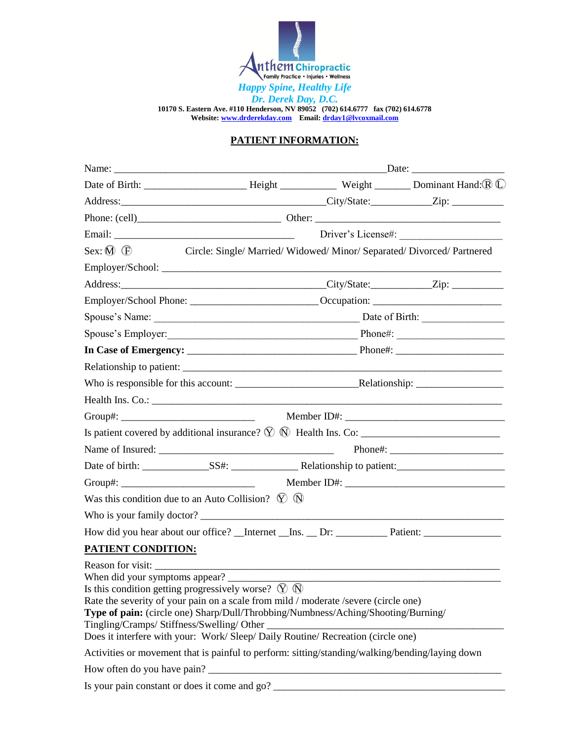Anthem Chiropractic
Family Practice • Injuries • Wellness

*Happy Spine, Healthy Life*

*Dr. Derek Day, D.C.*

**10170 S. Eastern Ave. #110 Henderson, NV 89052 (702) 614.6777 fax (702) 614.6778**

**Website: www.drderekday.com Email: drday1@lvcoxmail.com**

## PATIENT INFORMATION:

Name: ______________________________________________________ Date: __________________

Date of Birth: ____________________ Height ___________ Weight _______ Dominant Hand: Ⓡ Ⓛ

Address: ________________________________________ City/State: ____________ Zip: __________

Phone: (cell) ____________________________ Other: _______________________________________

Email: __________________________________ Driver's License#: ____________________

Sex: Ⓜ Ⓕ Circle: Single/ Married/ Widowed/ Minor/ Separated/ Divorced/ Partnered

Employer/School: _________________________________________________________________

Address: ________________________________________ City/State: ____________ Zip: __________

Employer/School Phone: _________________________ Occupation: _________________________

Spouse's Name: __________________________________________ Date of Birth: ________________

Spouse's Employer: ______________________________________ Phone#: _____________________

**In Case of Emergency:** _________________________________ Phone#: _____________________

Relationship to patient: ___________________________________________________________

Who is responsible for this account: ________________________ Relationship: _________________

Health Ins. Co.: __________________________________________________________________

Group#: __________________________ Member ID#: ________________________________

Is patient covered by additional insurance? Ⓨ Ⓝ Health Ins. Co: ____________________________

Name of Insured: ___________________________________ Phone#: ______________________

Date of birth: _____________ SS#: _____________ Relationship to patient: _____________________

Group#: __________________________ Member ID#: ________________________________

Was this condition due to an Auto Collision? Ⓨ Ⓝ

Who is your family doctor? ___________________________________________________________

How did you hear about our office? __Internet __Ins. __ Dr: __________ Patient: _______________

## PATIENT CONDITION:

Reason for visit: ___________________________________________________________________

When did your symptoms appear? _____________________________________________________

Is this condition getting progressively worse? Ⓨ Ⓝ

Rate the severity of your pain on a scale from mild / moderate /severe (circle one)

**Type of pain:** (circle one) Sharp/Dull/Throbbing/Numbness/Aching/Shooting/Burning/ Tingling/Cramps/ Stiffness/Swelling/ Other ______________________________________________

Does it interfere with your: Work/ Sleep/ Daily Routine/ Recreation (circle one)

Activities or movement that is painful to perform: sitting/standing/walking/bending/laying down

How often do you have pain? ___________________________________________________________

Is your pain constant or does it come and go? _______________________________________________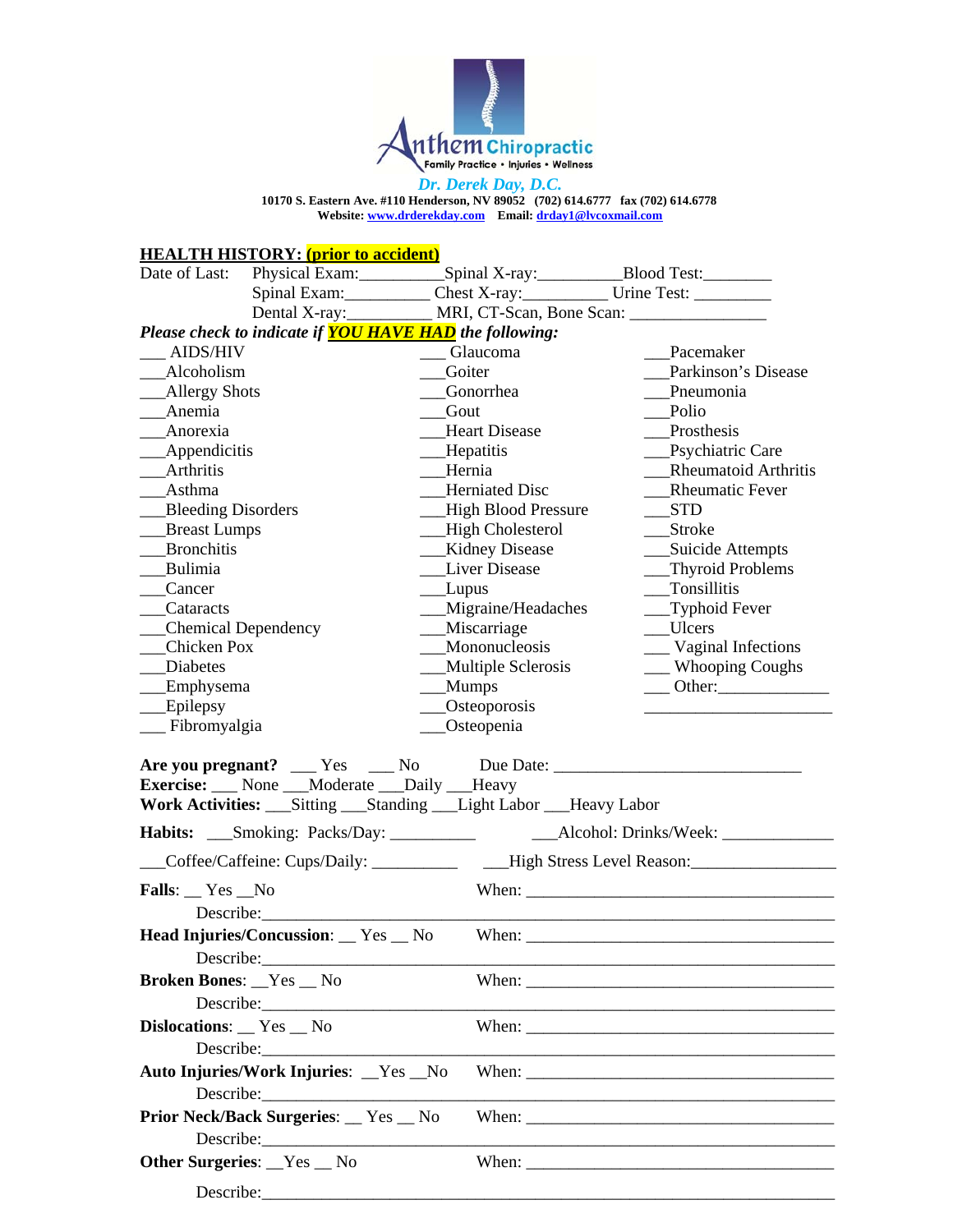**Anthem Chiropractic**
Family Practice • Injuries • Wellness

*Dr. Derek Day, D.C.*

**10170 S. Eastern Ave. #110 Henderson, NV 89052 (702) 614.6777 fax (702) 614.6778**
**Website: www.drderekday.com Email: drday1@lvcoxmail.com**

**HEALTH HISTORY: (prior to accident)**

Date of Last: Physical Exam:__________ Spinal X-ray:__________ Blood Test:________
Spinal Exam:__________ Chest X-ray:__________ Urine Test: _________
Dental X-ray:__________ MRI, CT-Scan, Bone Scan: ________________

***Please check to indicate if YOU HAVE HAD the following:***

___ AIDS/HIV
___Alcoholism
___Allergy Shots
___Anemia
___Anorexia
___Appendicitis
___Arthritis
___Asthma
___Bleeding Disorders
___Breast Lumps
___Bronchitis
___Bulimia
___Cancer
___Cataracts
___Chemical Dependency
___Chicken Pox
___Diabetes
___Emphysema
___Epilepsy
___ Fibromyalgia
___ Glaucoma
___Goiter
___Gonorrhea
___Gout
___Heart Disease
___Hepatitis
___Hernia
___Herniated Disc
___High Blood Pressure
___High Cholesterol
___Kidney Disease
___Liver Disease
___Lupus
___Migraine/Headaches
___Miscarriage
___Mononucleosis
___Multiple Sclerosis
___Mumps
___Osteoporosis
___Osteopenia
___Pacemaker
___Parkinson's Disease
___Pneumonia
___Polio
___Prosthesis
___Psychiatric Care
___Rheumatoid Arthritis
___Rheumatic Fever
___STD
___Stroke
___Suicide Attempts
___Thyroid Problems
___Tonsillitis
___Typhoid Fever
___Ulcers
___ Vaginal Infections
___ Whooping Coughs
___ Other:_____________
______________________

**Are you pregnant?** ___ Yes ___ No Due Date: ____________________________
**Exercise:** ___ None ___Moderate ___Daily ___Heavy
**Work Activities:** ___Sitting ___Standing ___Light Labor ___Heavy Labor

**Habits:** ___Smoking: Packs/Day: __________ ___Alcohol: Drinks/Week: _____________

___Coffee/Caffeine: Cups/Daily: __________ ___High Stress Level Reason:________________

**Falls**: __ Yes __No When: ____________________________________
Describe:___________________________________________________________

**Head Injuries/Concussion**: __ Yes __ No When: ____________________________________
Describe:___________________________________________________________

**Broken Bones**: __Yes __ No When: ____________________________________
Describe:___________________________________________________________

**Dislocations**: __ Yes __ No When: ____________________________________
Describe:___________________________________________________________

**Auto Injuries/Work Injuries**: __Yes __No When: ____________________________________
Describe:___________________________________________________________

**Prior Neck/Back Surgeries**: __ Yes __ No When: ____________________________________
Describe:___________________________________________________________

**Other Surgeries**: __Yes __ No When: ____________________________________

Describe:___________________________________________________________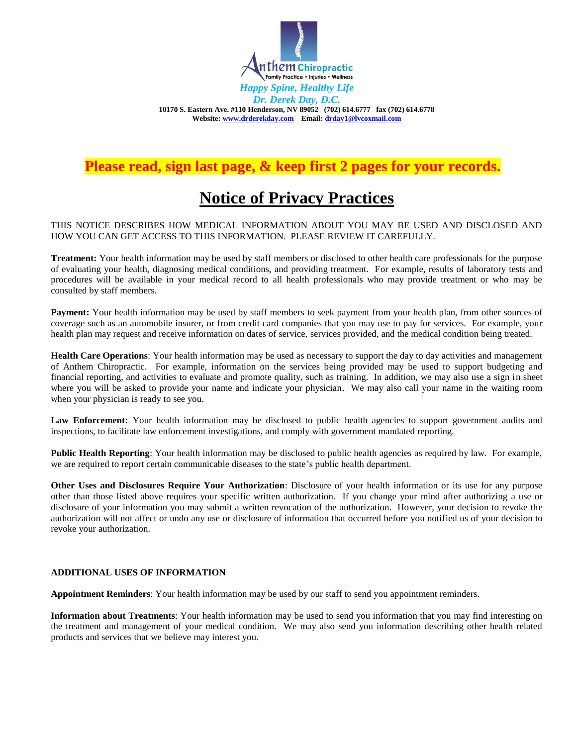Anthem Chiropractic
Family Practice • Injuries • Wellness

*Happy Spine, Healthy Life*

*Dr. Derek Day, D.C.*

**10170 S. Eastern Ave. #110 Henderson, NV 89052 (702) 614.6777 fax (702) 614.6778**

**Website: [www.drderekday.com](http://www.drderekday.com) Email: [drday1@lvcoxmail.com](mailto:drday1@lvcoxmail.com)**

**Please read, sign last page, & keep first 2 pages for your records.**

# Notice of Privacy Practices

THIS NOTICE DESCRIBES HOW MEDICAL INFORMATION ABOUT YOU MAY BE USED AND DISCLOSED AND HOW YOU CAN GET ACCESS TO THIS INFORMATION. PLEASE REVIEW IT CAREFULLY.

**Treatment:** Your health information may be used by staff members or disclosed to other health care professionals for the purpose of evaluating your health, diagnosing medical conditions, and providing treatment. For example, results of laboratory tests and procedures will be available in your medical record to all health professionals who may provide treatment or who may be consulted by staff members.

**Payment:** Your health information may be used by staff members to seek payment from your health plan, from other sources of coverage such as an automobile insurer, or from credit card companies that you may use to pay for services. For example, your health plan may request and receive information on dates of service, services provided, and the medical condition being treated.

**Health Care Operations**: Your health information may be used as necessary to support the day to day activities and management of Anthem Chiropractic. For example, information on the services being provided may be used to support budgeting and financial reporting, and activities to evaluate and promote quality, such as training. In addition, we may also use a sign in sheet where you will be asked to provide your name and indicate your physician. We may also call your name in the waiting room when your physician is ready to see you.

**Law Enforcement:** Your health information may be disclosed to public health agencies to support government audits and inspections, to facilitate law enforcement investigations, and comply with government mandated reporting.

**Public Health Reporting**: Your health information may be disclosed to public health agencies as required by law. For example, we are required to report certain communicable diseases to the state's public health department.

**Other Uses and Disclosures Require Your Authorization**: Disclosure of your health information or its use for any purpose other than those listed above requires your specific written authorization. If you change your mind after authorizing a use or disclosure of your information you may submit a written revocation of the authorization. However, your decision to revoke the authorization will not affect or undo any use or disclosure of information that occurred before you notified us of your decision to revoke your authorization.

**ADDITIONAL USES OF INFORMATION**

**Appointment Reminders**: Your health information may be used by our staff to send you appointment reminders.

**Information about Treatments**: Your health information may be used to send you information that you may find interesting on the treatment and management of your medical condition. We may also send you information describing other health related products and services that we believe may interest you.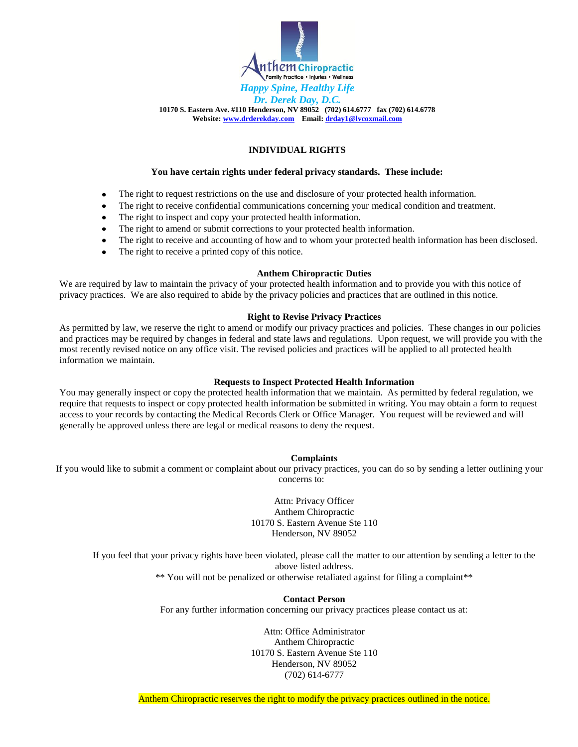Anthem Chiropractic
Family Practice • Injuries • Wellness

*Happy Spine, Healthy Life*

*Dr. Derek Day, D.C.*

**10170 S. Eastern Ave. #110 Henderson, NV 89052 (702) 614.6777 fax (702) 614.6778**

**Website: www.drderekday.com Email: drday1@lvcoxmail.com**

## INDIVIDUAL RIGHTS

**You have certain rights under federal privacy standards. These include:**

- The right to request restrictions on the use and disclosure of your protected health information.
- The right to receive confidential communications concerning your medical condition and treatment.
- The right to inspect and copy your protected health information.
- The right to amend or submit corrections to your protected health information.
- The right to receive and accounting of how and to whom your protected health information has been disclosed.
- The right to receive a printed copy of this notice.

### Anthem Chiropractic Duties

We are required by law to maintain the privacy of your protected health information and to provide you with this notice of privacy practices. We are also required to abide by the privacy policies and practices that are outlined in this notice.

### Right to Revise Privacy Practices

As permitted by law, we reserve the right to amend or modify our privacy practices and policies. These changes in our policies and practices may be required by changes in federal and state laws and regulations. Upon request, we will provide you with the most recently revised notice on any office visit. The revised policies and practices will be applied to all protected health information we maintain.

### Requests to Inspect Protected Health Information

You may generally inspect or copy the protected health information that we maintain. As permitted by federal regulation, we require that requests to inspect or copy protected health information be submitted in writing. You may obtain a form to request access to your records by contacting the Medical Records Clerk or Office Manager. You request will be reviewed and will generally be approved unless there are legal or medical reasons to deny the request.

### Complaints

If you would like to submit a comment or complaint about our privacy practices, you can do so by sending a letter outlining your concerns to:

Attn: Privacy Officer
Anthem Chiropractic
10170 S. Eastern Avenue Ste 110
Henderson, NV 89052

If you feel that your privacy rights have been violated, please call the matter to our attention by sending a letter to the above listed address.

** You will not be penalized or otherwise retaliated against for filing a complaint**

### Contact Person

For any further information concerning our privacy practices please contact us at:

Attn: Office Administrator
Anthem Chiropractic
10170 S. Eastern Avenue Ste 110
Henderson, NV 89052
(702) 614-6777

Anthem Chiropractic reserves the right to modify the privacy practices outlined in the notice.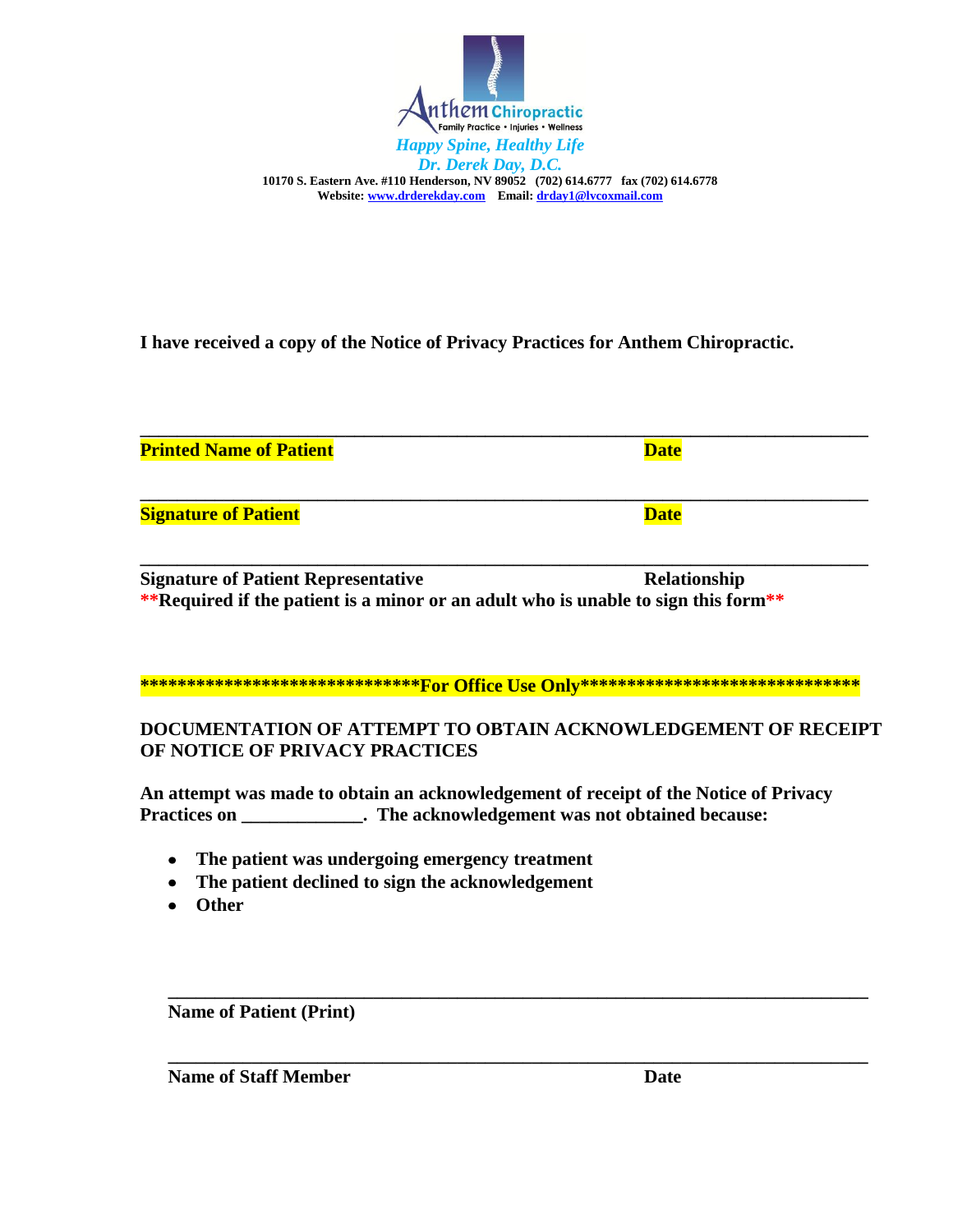Anthem Chiropractic
Family Practice • Injuries • Wellness

*Happy Spine, Healthy Life*

*Dr. Derek Day, D.C.*

**10170 S. Eastern Ave. #110 Henderson, NV 89052 (702) 614.6777 fax (702) 614.6778**

**Website: www.drderekday.com Email: drday1@lvcoxmail.com**

**I have received a copy of the Notice of Privacy Practices for Anthem Chiropractic.**

______________________________________________________________________

**Printed Name of Patient** **Date**

______________________________________________________________________

**Signature of Patient** **Date**

______________________________________________________________________

**Signature of Patient Representative** **Relationship**

****Required if the patient is a minor or an adult who is unable to sign this form****

**\*\*\*\*\*\*\*\*\*\*\*\*\*\*\*\*\*\*\*\*\*\*\*\*\*\*\*\*\*\*For Office Use Only\*\*\*\*\*\*\*\*\*\*\*\*\*\*\*\*\*\*\*\*\*\*\*\*\*\*\*\*\*\*\***

**DOCUMENTATION OF ATTEMPT TO OBTAIN ACKNOWLEDGEMENT OF RECEIPT OF NOTICE OF PRIVACY PRACTICES**

**An attempt was made to obtain an acknowledgement of receipt of the Notice of Privacy Practices on _____________. The acknowledgement was not obtained because:**

- **The patient was undergoing emergency treatment**
- **The patient declined to sign the acknowledgement**
- **Other**

______________________________________________________________________

**Name of Patient (Print)**

______________________________________________________________________

**Name of Staff Member** **Date**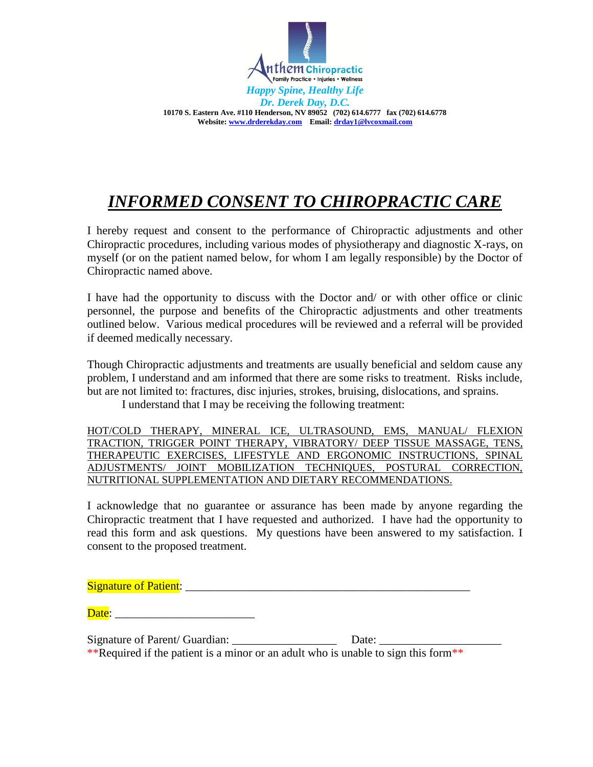Anthem Chiropractic
Family Practice • Injuries • Wellness

*Happy Spine, Healthy Life*

*Dr. Derek Day, D.C.*

**10170 S. Eastern Ave. #110 Henderson, NV 89052 (702) 614.6777 fax (702) 614.6778**

**Website: www.drderekday.com Email: drday1@lvcoxmail.com**

# *INFORMED CONSENT TO CHIROPRACTIC CARE*

I hereby request and consent to the performance of Chiropractic adjustments and other Chiropractic procedures, including various modes of physiotherapy and diagnostic X-rays, on myself (or on the patient named below, for whom I am legally responsible) by the Doctor of Chiropractic named above.

I have had the opportunity to discuss with the Doctor and/ or with other office or clinic personnel, the purpose and benefits of the Chiropractic adjustments and other treatments outlined below. Various medical procedures will be reviewed and a referral will be provided if deemed medically necessary.

Though Chiropractic adjustments and treatments are usually beneficial and seldom cause any problem, I understand and am informed that there are some risks to treatment. Risks include, but are not limited to: fractures, disc injuries, strokes, bruising, dislocations, and sprains.

I understand that I may be receiving the following treatment:

HOT/COLD THERAPY, MINERAL ICE, ULTRASOUND, EMS, MANUAL/ FLEXION TRACTION, TRIGGER POINT THERAPY, VIBRATORY/ DEEP TISSUE MASSAGE, TENS, THERAPEUTIC EXERCISES, LIFESTYLE AND ERGONOMIC INSTRUCTIONS, SPINAL ADJUSTMENTS/ JOINT MOBILIZATION TECHNIQUES, POSTURAL CORRECTION, NUTRITIONAL SUPPLEMENTATION AND DIETARY RECOMMENDATIONS.

I acknowledge that no guarantee or assurance has been made by anyone regarding the Chiropractic treatment that I have requested and authorized. I have had the opportunity to read this form and ask questions. My questions have been answered to my satisfaction. I consent to the proposed treatment.

Signature of Patient: ________________________________________________

Date: ________________________

Signature of Parent/ Guardian: __________________ Date: ____________________

**Required if the patient is a minor or an adult who is unable to sign this form**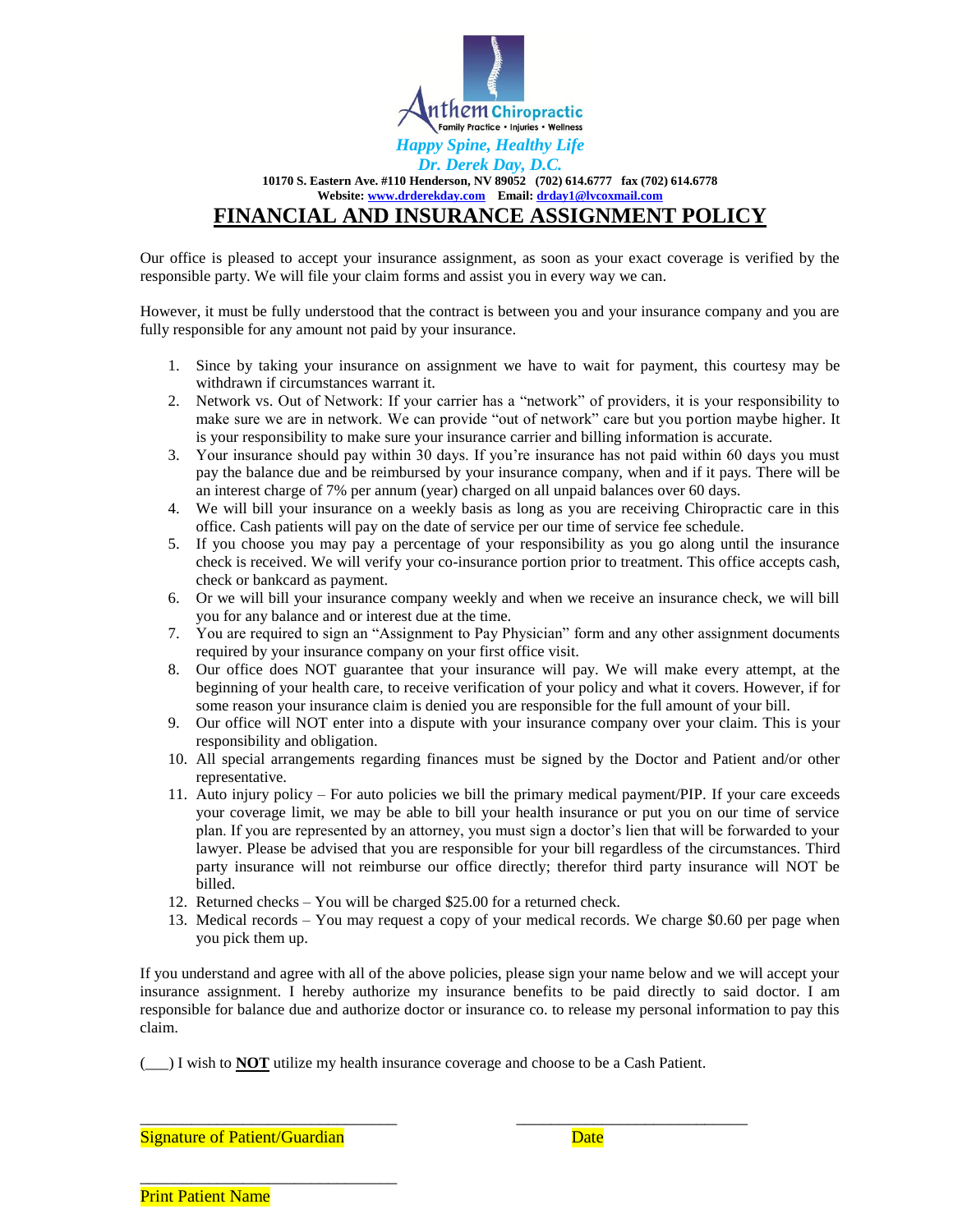Anthem Chiropractic
Family Practice • Injuries • Wellness

*Happy Spine, Healthy Life*

*Dr. Derek Day, D.C.*

**10170 S. Eastern Ave. #110 Henderson, NV 89052 (702) 614.6777 fax (702) 614.6778**

**Website: www.drderekday.com Email: drday1@lvcoxmail.com**

# FINANCIAL AND INSURANCE ASSIGNMENT POLICY

Our office is pleased to accept your insurance assignment, as soon as your exact coverage is verified by the responsible party. We will file your claim forms and assist you in every way we can.

However, it must be fully understood that the contract is between you and your insurance company and you are fully responsible for any amount not paid by your insurance.

1. Since by taking your insurance on assignment we have to wait for payment, this courtesy may be withdrawn if circumstances warrant it.
2. Network vs. Out of Network: If your carrier has a "network" of providers, it is your responsibility to make sure we are in network. We can provide "out of network" care but you portion maybe higher. It is your responsibility to make sure your insurance carrier and billing information is accurate.
3. Your insurance should pay within 30 days. If you're insurance has not paid within 60 days you must pay the balance due and be reimbursed by your insurance company, when and if it pays. There will be an interest charge of 7% per annum (year) charged on all unpaid balances over 60 days.
4. We will bill your insurance on a weekly basis as long as you are receiving Chiropractic care in this office. Cash patients will pay on the date of service per our time of service fee schedule.
5. If you choose you may pay a percentage of your responsibility as you go along until the insurance check is received. We will verify your co-insurance portion prior to treatment. This office accepts cash, check or bankcard as payment.
6. Or we will bill your insurance company weekly and when we receive an insurance check, we will bill you for any balance and or interest due at the time.
7. You are required to sign an "Assignment to Pay Physician" form and any other assignment documents required by your insurance company on your first office visit.
8. Our office does NOT guarantee that your insurance will pay. We will make every attempt, at the beginning of your health care, to receive verification of your policy and what it covers. However, if for some reason your insurance claim is denied you are responsible for the full amount of your bill.
9. Our office will NOT enter into a dispute with your insurance company over your claim. This is your responsibility and obligation.
10. All special arrangements regarding finances must be signed by the Doctor and Patient and/or other representative.
11. Auto injury policy – For auto policies we bill the primary medical payment/PIP. If your care exceeds your coverage limit, we may be able to bill your health insurance or put you on our time of service plan. If you are represented by an attorney, you must sign a doctor's lien that will be forwarded to your lawyer. Please be advised that you are responsible for your bill regardless of the circumstances. Third party insurance will not reimburse our office directly; therefor third party insurance will NOT be billed.
12. Returned checks – You will be charged $25.00 for a returned check.
13. Medical records – You may request a copy of your medical records. We charge $0.60 per page when you pick them up.

If you understand and agree with all of the above policies, please sign your name below and we will accept your insurance assignment. I hereby authorize my insurance benefits to be paid directly to said doctor. I am responsible for balance due and authorize doctor or insurance co. to release my personal information to pay this claim.

(\_\_\_) I wish to **NOT** utilize my health insurance coverage and choose to be a Cash Patient.

\_\_\_\_\_\_\_\_\_\_\_\_\_\_\_\_\_\_\_\_\_\_\_\_\_\_\_\_\_\_\_\_ \_\_\_\_\_\_\_\_\_\_\_\_\_\_\_\_\_\_\_\_\_\_\_\_\_\_\_\_\_\_

Signature of Patient/Guardian Date

\_\_\_\_\_\_\_\_\_\_\_\_\_\_\_\_\_\_\_\_\_\_\_\_\_\_\_\_\_\_\_\_

Print Patient Name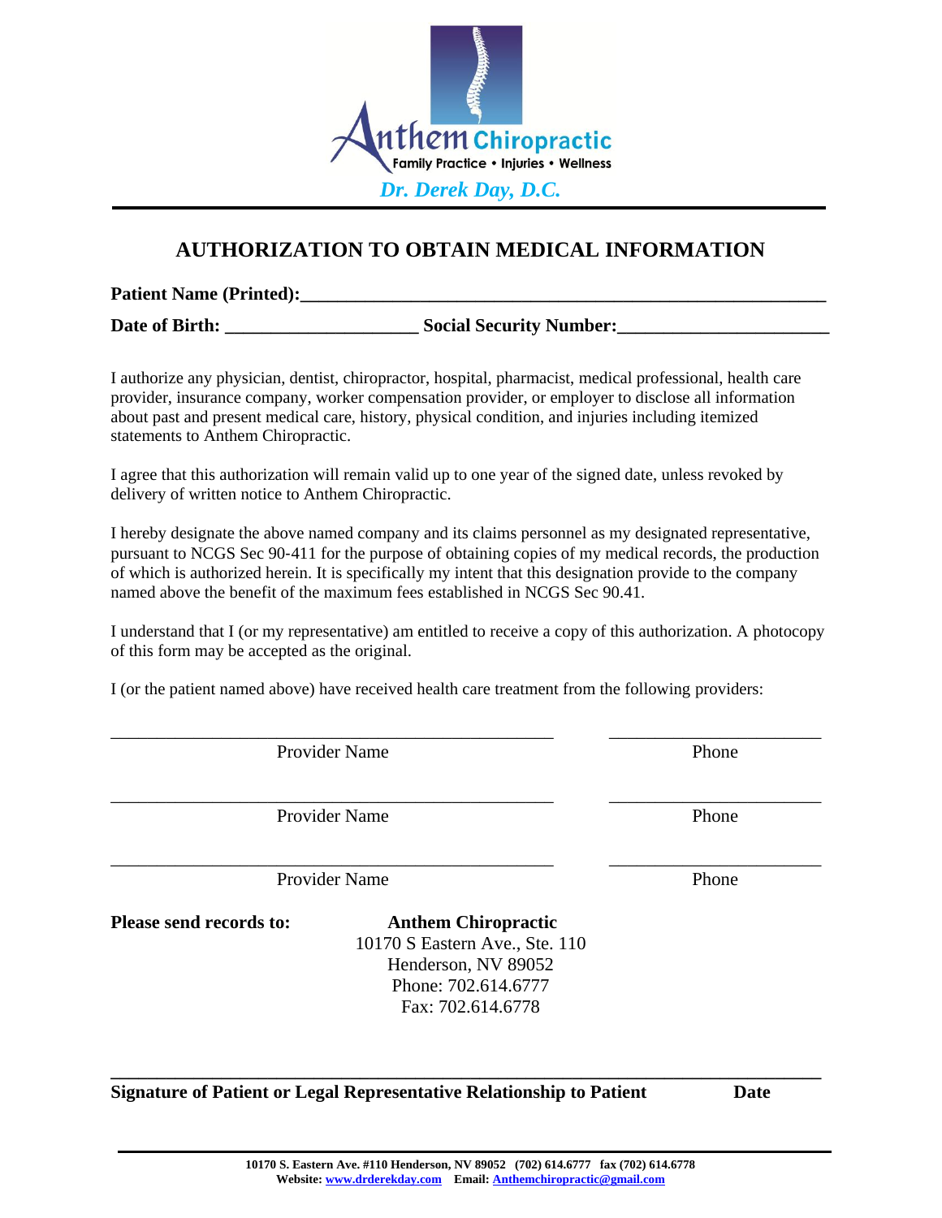Anthem Chiropractic
Family Practice • Injuries • Wellness

*Dr. Derek Day, D.C.*

# AUTHORIZATION TO OBTAIN MEDICAL INFORMATION

**Patient Name (Printed):**_____________________________________________________________

**Date of Birth:** ____________________ **Social Security Number:**______________________

I authorize any physician, dentist, chiropractor, hospital, pharmacist, medical professional, health care provider, insurance company, worker compensation provider, or employer to disclose all information about past and present medical care, history, physical condition, and injuries including itemized statements to Anthem Chiropractic.

I agree that this authorization will remain valid up to one year of the signed date, unless revoked by delivery of written notice to Anthem Chiropractic.

I hereby designate the above named company and its claims personnel as my designated representative, pursuant to NCGS Sec 90-411 for the purpose of obtaining copies of my medical records, the production of which is authorized herein. It is specifically my intent that this designation provide to the company named above the benefit of the maximum fees established in NCGS Sec 90.41.

I understand that I (or my representative) am entitled to receive a copy of this authorization. A photocopy of this form may be accepted as the original.

I (or the patient named above) have received health care treatment from the following providers:

______________________________________________ ______________________
Provider Name Phone

______________________________________________ ______________________
Provider Name Phone

______________________________________________ ______________________
Provider Name Phone

**Please send records to:**

**Anthem Chiropractic**
10170 S Eastern Ave., Ste. 110
Henderson, NV 89052
Phone: 702.614.6777
Fax: 702.614.6778

___________________________________________________________________________

**Signature of Patient or Legal Representative Relationship to Patient Date**

**10170 S. Eastern Ave. #110 Henderson, NV 89052 (702) 614.6777 fax (702) 614.6778**
**Website: www.drderekday.com Email: Anthemchiropractic@gmail.com**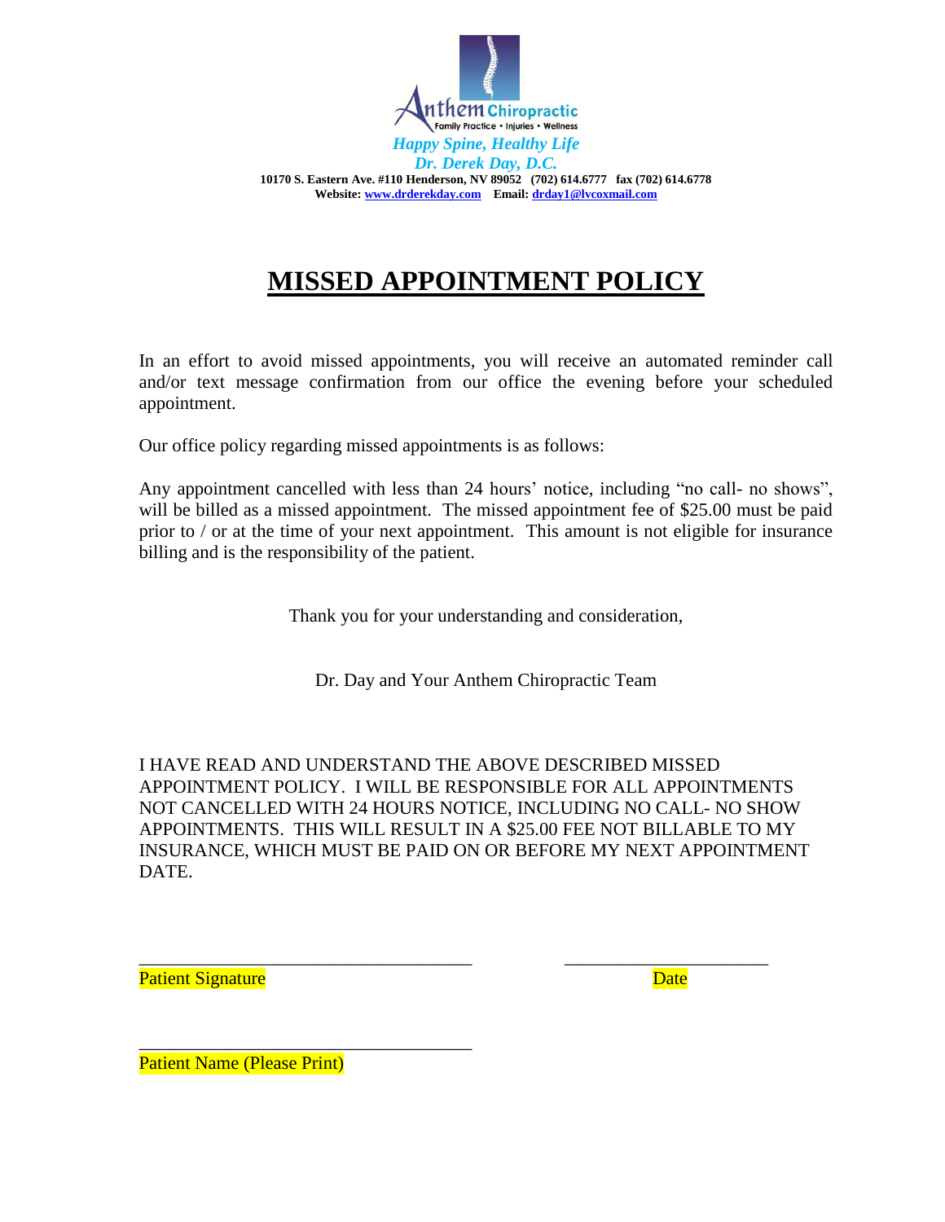Anthem Chiropractic
Family Practice • Injuries • Wellness

*Happy Spine, Healthy Life*

*Dr. Derek Day, D.C.*

**10170 S. Eastern Ave. #110 Henderson, NV 89052 (702) 614.6777 fax (702) 614.6778**

**Website: www.drderekday.com Email: drday1@lvcoxmail.com**

# MISSED APPOINTMENT POLICY

In an effort to avoid missed appointments, you will receive an automated reminder call and/or text message confirmation from our office the evening before your scheduled appointment.

Our office policy regarding missed appointments is as follows:

Any appointment cancelled with less than 24 hours' notice, including "no call- no shows", will be billed as a missed appointment. The missed appointment fee of $25.00 must be paid prior to / or at the time of your next appointment. This amount is not eligible for insurance billing and is the responsibility of the patient.

Thank you for your understanding and consideration,

Dr. Day and Your Anthem Chiropractic Team

I HAVE READ AND UNDERSTAND THE ABOVE DESCRIBED MISSED APPOINTMENT POLICY. I WILL BE RESPONSIBLE FOR ALL APPOINTMENTS NOT CANCELLED WITH 24 HOURS NOTICE, INCLUDING NO CALL- NO SHOW APPOINTMENTS. THIS WILL RESULT IN A $25.00 FEE NOT BILLABLE TO MY INSURANCE, WHICH MUST BE PAID ON OR BEFORE MY NEXT APPOINTMENT DATE.

_____________________________________ ______________________

Patient Signature Date

_____________________________________

Patient Name (Please Print)